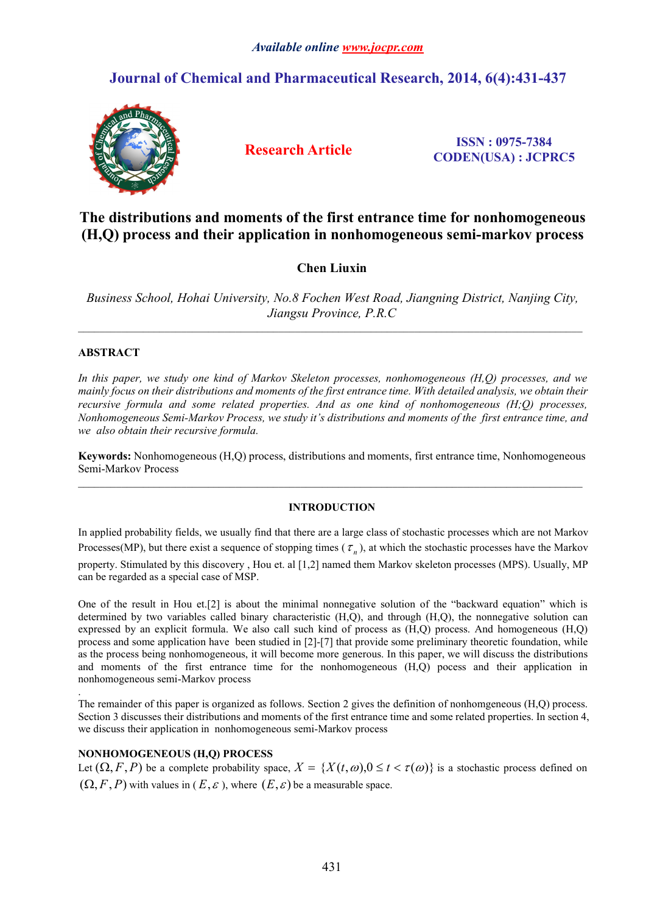# The distributions and moments of the first entrance time for nonhomogeneous (H,Q) process and their application in nonhomogeneous semi-markov process

**Chen Liuxin**

*Business School, Hohai University, No.8 Fochen West Road, Jiangning District, Nanjing City, Jiangsu Province, P.R.C*

---

## ABSTRACT

*In this paper, we study one kind of Markov Skeleton processes, nonhomogeneous (H,Q) processes, and we mainly focus on their distributions and moments of the first entrance time. With detailed analysis, we obtain their recursive formula and some related properties. And as one kind of nonhomogeneous (H;Q) processes, Nonhomogeneous Semi-Markov Process, we study it's distributions and moments of the first entrance time, and we also obtain their recursive formula.*

**Keywords:** Nonhomogeneous (H,Q) process, distributions and moments, first entrance time, Nonhomogeneous Semi-Markov Process

---

## INTRODUCTION

In applied probability fields, we usually find that there are a large class of stochastic processes which are not Markov Processes(MP), but there exist a sequence of stopping times ( $\tau_n$ ), at which the stochastic processes have the Markov property. Stimulated by this discovery , Hou et. al [1,2] named them Markov skeleton processes (MPS). Usually, MP can be regarded as a special case of MSP.

One of the result in Hou et.[2] is about the minimal nonnegative solution of the "backward equation" which is determined by two variables called binary characteristic (H,Q), and through (H,Q), the nonnegative solution can expressed by an explicit formula. We also call such kind of process as (H,Q) process. And homogeneous (H,Q) process and some application have been studied in [2]-[7] that provide some preliminary theoretic foundation, while as the process being nonhomogeneous, it will become more generous. In this paper, we will discuss the distributions and moments of the first entrance time for the nonhomogeneous (H,Q) pocess and their application in nonhomogeneous semi-markov process

.

The remainder of this paper is organized as follows. Section 2 gives the definition of nonhomgeneous (H,Q) process. Section 3 discusses their distributions and moments of the first entrance time and some related properties. In section 4, we discuss their application in nonhomogeneous semi-markov process

## NONHOMOGENEOUS (H,Q) PROCESS

Let $(\Omega, F, P)$ be a complete probability space, $X = \{X(t,\omega), 0 \le t < \tau(\omega)\}$ is a stochastic process defined on $(\Omega, F, P)$ with values in ( $E, \varepsilon$ ), where $(E, \varepsilon)$ be a measurable space.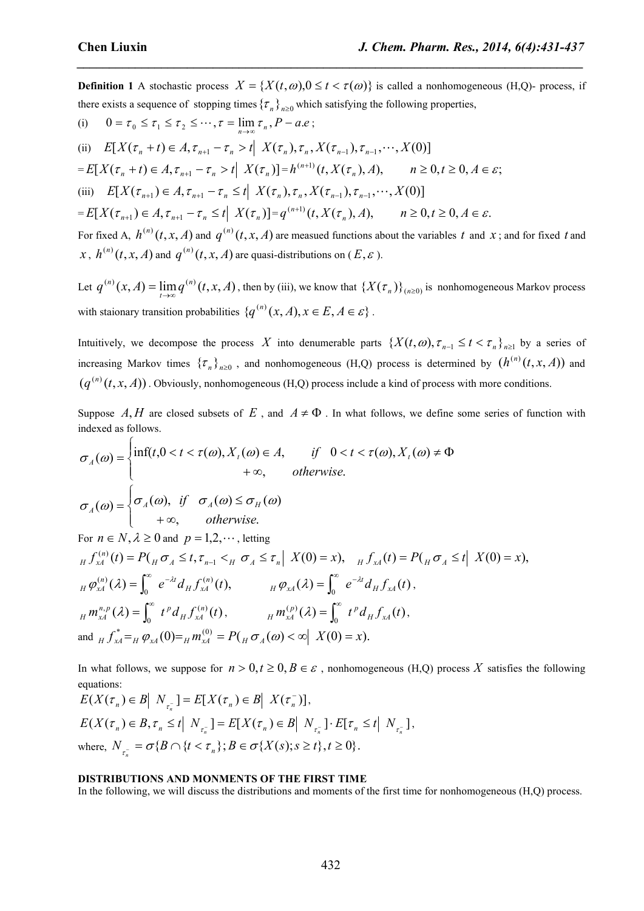**Definition 1** A stochastic process $X = \{X(t,\omega), 0 \le t < \tau(\omega)\}$ is called a nonhomogeneous (H,Q)- process, if there exists a sequence of stopping times $\{\tau_n\}_{n\ge 0}$ which satisfying the following properties,

(i) $0 = \tau_0 \le \tau_1 \le \tau_2 \le \cdots, \tau = \lim_{n\to\infty} \tau_n, P-a.e$;

(ii) $E[X(\tau_n + t) \in A, \tau_{n+1} - \tau_n > t \mid X(\tau_n), \tau_n, X(\tau_{n-1}), \tau_{n-1}, \cdots, X(0)]$

$= E[X(\tau_n + t) \in A, \tau_{n+1} - \tau_n > t \mid X(\tau_n)] = h^{(n+1)}(t, X(\tau_n), A), \quad n \ge 0, t \ge 0, A \in \varepsilon;$

(iii) $E[X(\tau_{n+1}) \in A, \tau_{n+1} - \tau_n \le t \mid X(\tau_n), \tau_n, X(\tau_{n-1}), \tau_{n-1}, \cdots, X(0)]$

$= E[X(\tau_{n+1}) \in A, \tau_{n+1} - \tau_n \le t \mid X(\tau_n)] = q^{(n+1)}(t, X(\tau_n), A), \quad n \ge 0, t \ge 0, A \in \varepsilon.$

For fixed A, $h^{(n)}(t,x,A)$ and $q^{(n)}(t,x,A)$ are measued functions about the variables $t$ and $x$; and for fixed $t$ and $x$, $h^{(n)}(t,x,A)$ and $q^{(n)}(t,x,A)$ are quasi-distributions on ( $E, \varepsilon$ ).

Let $q^{(n)}(x,A) = \lim_{t\to\infty} q^{(n)}(t,x,A)$, then by (iii), we know that $\{X(\tau_n)\}_{(n\ge 0)}$ is nonhomogeneous Markov process with staionary transition probabilities $\{q^{(n)}(x,A), x \in E, A \in \varepsilon\}$.

Intuitively, we decompose the process $X$ into denumerable parts $\{X(t,\omega), \tau_{n-1} \le t < \tau_n\}_{n\ge 1}$ by a series of increasing Markov times $\{\tau_n\}_{n\ge 0}$, and nonhomogeneous (H,Q) process is determined by $(h^{(n)}(t,x,A))$ and $(q^{(n)}(t,x,A))$. Obviously, nonhomogeneous (H,Q) process include a kind of process with more conditions.

Suppose $A, H$ are closed subsets of $E$, and $A \ne \Phi$. In what follows, we define some series of function with indexed as follows.

$$\sigma_A(\omega) = \begin{cases} \inf(t, 0 < t < \tau(\omega), X_t(\omega) \in A, & if \quad 0 < t < \tau(\omega), X_t(\omega) \ne \Phi \\ +\infty, & otherwise. \end{cases}$$

$$\sigma_A(\omega) = \begin{cases} \sigma_A(\omega), & if \quad \sigma_A(\omega) \le \sigma_H(\omega) \\ +\infty, & otherwise. \end{cases}$$

For $n \in N, \lambda \ge 0$ and $p = 1, 2, \cdots$, letting

$${}_H f_{xA}^{(n)}(t) = P({}_H\sigma_A \le t, \tau_{n-1} < {}_H\sigma_A \le \tau_n \mid X(0) = x), \quad {}_H f_{xA}(t) = P({}_H\sigma_A \le t \mid X(0) = x),$$

$${}_H \varphi_{xA}^{(n)}(\lambda) = \int_0^\infty e^{-\lambda t} d_H f_{xA}^{(n)}(t), \qquad {}_H \varphi_{xA}(\lambda) = \int_0^\infty e^{-\lambda t} d_H f_{xA}(t),$$

$${}_H m_{xA}^{n,p}(\lambda) = \int_0^\infty t^p d_H f_{xA}^{(n)}(t), \qquad {}_H m_{xA}^{(p)}(\lambda) = \int_0^\infty t^p d_H f_{xA}(t),$$

and ${}_H f_{xA}^* = {}_H \varphi_{xA}(0) = {}_H m_{xA}^{(0)} = P({}_H\sigma_A(\omega) < \infty \mid X(0) = x).$

In what follows, we suppose for $n > 0, t \ge 0, B \in \varepsilon$, nonhomogeneous (H,Q) process $X$ satisfies the following equations:

$E(X(\tau_n) \in B \mid N_{\tau_n^-}] = E[X(\tau_n) \in B \mid X(\tau_n^-)],$

$E(X(\tau_n) \in B, \tau_n \le t \mid N_{\tau_n^-}] = E[X(\tau_n) \in B \mid N_{\tau_n^-}] \cdot E[\tau_n \le t \mid N_{\tau_n^-}],$

where, $N_{\tau_n^-} = \sigma\{B \cap \{t < \tau_n\}; B \in \sigma\{X(s); s \ge t\}, t \ge 0\}$.

## DISTRIBUTIONS AND MONMENTS OF THE FIRST TIME

In the following, we will discuss the distributions and moments of the first time for nonhomogeneous (H,Q) process.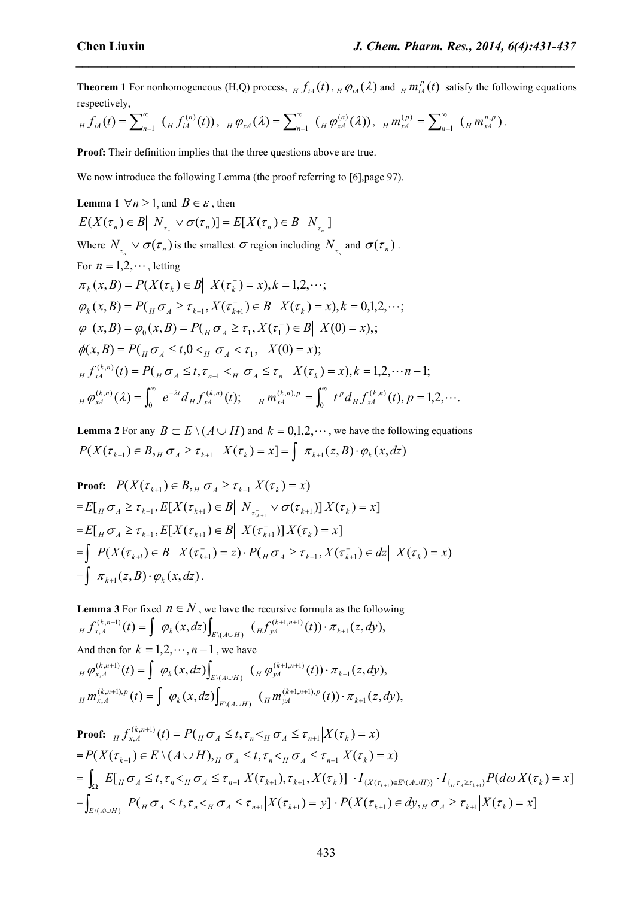**Theorem 1** For nonhomogeneous (H,Q) process, ${}_H f_{iA}(t)$ , ${}_H \varphi_{iA}(\lambda)$ and ${}_H m_{iA}^{p}(t)$ satisfy the following equations respectively,

$${}_H f_{iA}(t) = \sum_{n=1}^{\infty} \left({}_H f_{iA}^{(n)}(t)\right), \quad {}_H \varphi_{xA}(\lambda) = \sum_{n=1}^{\infty} \left({}_H \varphi_{xA}^{(n)}(\lambda)\right), \quad {}_H m_{xA}^{(p)} = \sum_{n=1}^{\infty} \left({}_H m_{xA}^{n,p}\right).$$

**Proof:** Their definition implies that the three questions above are true.

We now introduce the following Lemma (the proof referring to [6],page 97).

**Lemma 1** $\forall n \geq 1$, and $B \in \varepsilon$ , then

$$E(X(\tau_n) \in B \mid N_{\tau_n^-} \vee \sigma(\tau_n)] = E[X(\tau_n) \in B \mid N_{\tau_n^-}]$$

Where $N_{\tau_n^-} \vee \sigma(\tau_n)$ is the smallest $\sigma$ region including $N_{\tau_n^-}$ and $\sigma(\tau_n)$ .

For $n = 1,2,\cdots$ , letting

$$\pi_k(x,B) = P(X(\tau_k) \in B \mid X(\tau_k^-) = x), k = 1,2,\cdots;$$

$$\varphi_k(x,B) = P({}_H \sigma_A \geq \tau_{k+1}, X(\tau_{k+1}^-) \in B \mid X(\tau_k) = x), k = 0,1,2,\cdots;$$

$$\varphi\ (x,B) = \varphi_0(x,B) = P({}_H \sigma_A \geq \tau_1, X(\tau_1^-) \in B \mid X(0) = x),;$$

$$\phi(x,B) = P({}_H \sigma_A \leq t, 0 <_H \sigma_A < \tau_1, \mid X(0) = x);$$

$${}_H f_{xA}^{(k,n)}(t) = P({}_H \sigma_A \leq t, \tau_{n-1} <_H \sigma_A \leq \tau_n \mid X(\tau_k) = x), k = 1,2,\cdots n-1;$$

$${}_H \varphi_{xA}^{(k,n)}(\lambda) = \int_0^{\infty} e^{-\lambda t} d_H f_{xA}^{(k,n)}(t); \qquad {}_H m_{xA}^{(k,n),p} = \int_0^{\infty} t^p d_H f_{xA}^{(k,n)}(t), p = 1,2,\cdots.$$

**Lemma 2** For any $B \subset E \setminus (A \cup H)$ and $k = 0,1,2,\cdots$ , we have the following equations

$$P(X(\tau_{k+1}) \in B, {}_H \sigma_A \geq \tau_{k+1} \mid X(\tau_k) = x] = \int \pi_{k+1}(z,B) \cdot \varphi_k(x,dz)$$

**Proof:** $P(X(\tau_{k+1}) \in B, {}_H \sigma_A \geq \tau_{k+1} \mid X(\tau_k) = x)$

$= E[{}_H \sigma_A \geq \tau_{k+1}, E[X(\tau_{k+1}) \in B \mid N_{\tau_{k+1}^-} \vee \sigma(\tau_{k+1})] \mid X(\tau_k) = x]$

$= E[{}_H \sigma_A \geq \tau_{k+1}, E[X(\tau_{k+1}) \in B \mid X(\tau_{k+1}^-)] \mid X(\tau_k) = x]$

$= \int P(X(\tau_{k+!}) \in B \mid X(\tau_{k+1}^-) = z) \cdot P({}_H \sigma_A \geq \tau_{k+1}, X(\tau_{k+1}^-) \in dz \mid X(\tau_k) = x)$

$= \int \pi_{k+1}(z,B) \cdot \varphi_k(x,dz)$ .

**Lemma 3** For fixed $n \in N$ , we have the recursive formula as the following

$${}_H f_{x,A}^{(k,n+1)}(t) = \int \varphi_k(x,dz) \int_{E \setminus (A \cup H)} \left({}_H f_{yA}^{(k+1,n+1)}(t)\right) \cdot \pi_{k+1}(z,dy),$$

And then for $k = 1,2,\cdots,n-1$ , we have

$${}_H \varphi_{x,A}^{(k,n+1)}(t) = \int \varphi_k(x,dz) \int_{E \setminus (A \cup H)} \left({}_H \varphi_{yA}^{(k+1,n+1)}(t)\right) \cdot \pi_{k+1}(z,dy),$$

$${}_H m_{x,A}^{(k,n+1),p}(t) = \int \varphi_k(x,dz) \int_{E \setminus (A \cup H)} \left({}_H m_{yA}^{(k+1,n+1),p}(t)\right) \cdot \pi_{k+1}(z,dy),$$

**Proof:** ${}_H f_{x,A}^{(k,n+1)}(t) = P({}_H \sigma_A \leq t, \tau_n <_H \sigma_A \leq \tau_{n+1} \mid X(\tau_k) = x)$

$= P(X(\tau_{k+1}) \in E \setminus (A \cup H), {}_H \sigma_A \leq t, \tau_n <_H \sigma_A \leq \tau_{n+1} \mid X(\tau_k) = x)$

$= \int_{\Omega} E[{}_H \sigma_A \leq t, \tau_n <_H \sigma_A \leq \tau_{n+1} \mid X(\tau_{k+1}), \tau_{k+1}, X(\tau_k)] \cdot I_{\{X(\tau_{k+1}) \in E \setminus (A \cup H)\}} \cdot I_{\{{}_H \tau_A \geq \tau_{k+1}\}} P(d\omega \mid X(\tau_k) = x]$

$= \int_{E \setminus (A \cup H)} P({}_H \sigma_A \leq t, \tau_n <_H \sigma_A \leq \tau_{n+1} \mid X(\tau_{k+1}) = y] \cdot P(X(\tau_{k+1}) \in dy, {}_H \sigma_A \geq \tau_{k+1} \mid X(\tau_k) = x]$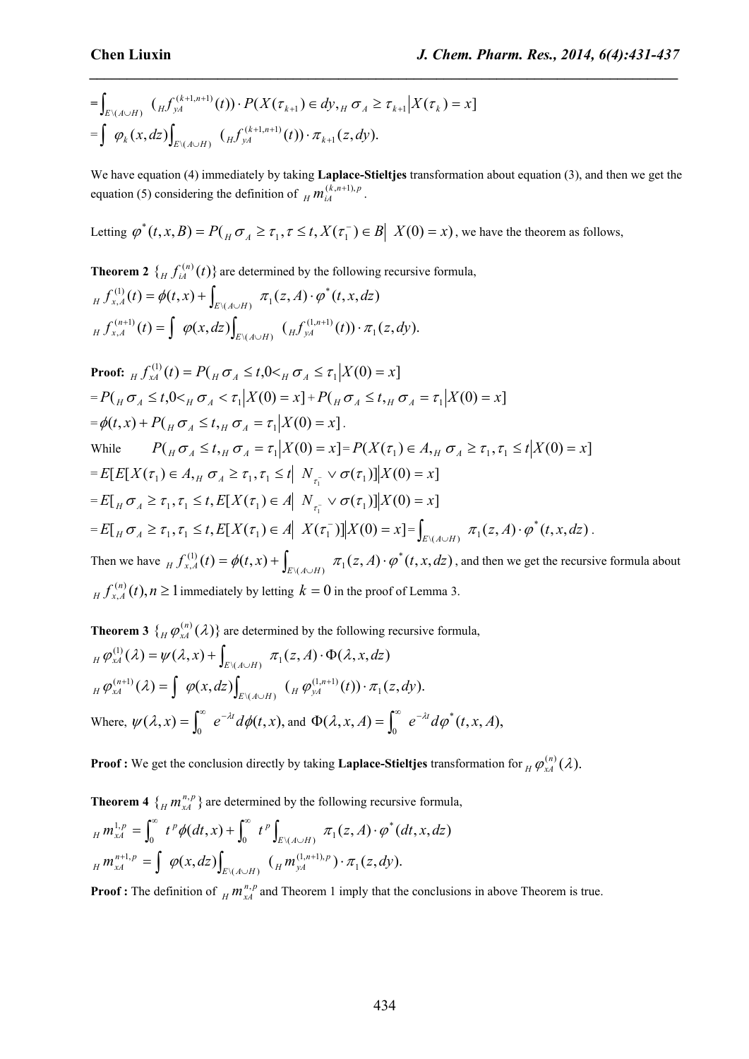$$=\int_{E\setminus(A\cup H)} ({}_H f_{yA}^{(k+1,n+1)}(t))\cdot P(X(\tau_{k+1})\in dy, {}_H\sigma_A \geq \tau_{k+1}\big| X(\tau_k)=x]$$

$$=\int \varphi_k(x,dz)\int_{E\setminus(A\cup H)} ({}_H f_{yA}^{(k+1,n+1)}(t))\cdot \pi_{k+1}(z,dy).$$

We have equation (4) immediately by taking **Laplace-Stieltjes** transformation about equation (3), and then we get the equation (5) considering the definition of ${}_H m_{iA}^{(k,n+1),p}$.

Letting $\varphi^*(t,x,B)=P({}_H\sigma_A \geq \tau_1, \tau \leq t, X(\tau_1^-)\in B\big|\ X(0)=x)$, we have the theorem as follows,

**Theorem 2** $\{{}_H f_{iA}^{(n)}(t)\}$ are determined by the following recursive formula,

$${}_H f_{x,A}^{(1)}(t)=\phi(t,x)+\int_{E\setminus(A\cup H)} \pi_1(z,A)\cdot\varphi^*(t,x,dz)$$

$${}_H f_{x,A}^{(n+1)}(t)=\int \varphi(x,dz)\int_{E\setminus(A\cup H)} ({}_H f_{yA}^{(1,n+1)}(t))\cdot \pi_1(z,dy).$$

**Proof:** ${}_H f_{xA}^{(1)}(t)=P({}_H\sigma_A \leq t, 0<{}_H\sigma_A \leq \tau_1\big|X(0)=x]$

$=P({}_H\sigma_A \leq t, 0<{}_H\sigma_A < \tau_1\big|X(0)=x]+P({}_H\sigma_A \leq t, {}_H\sigma_A = \tau_1\big|X(0)=x]$

$=\phi(t,x)+P({}_H\sigma_A \leq t, {}_H\sigma_A = \tau_1\big|X(0)=x]$.

While $\quad P({}_H\sigma_A \leq t, {}_H\sigma_A = \tau_1\big|X(0)=x]=P(X(\tau_1)\in A, {}_H\sigma_A \geq \tau_1, \tau_1 \leq t\big|X(0)=x]$

$=E[E[X(\tau_1)\in A, {}_H\sigma_A \geq \tau_1, \tau_1 \leq t\big|\ N_{\tau_1^-}\vee\sigma(\tau_1)]\big|X(0)=x]$

$=E[{}_H\sigma_A \geq \tau_1, \tau_1 \leq t, E[X(\tau_1)\in A\big|\ N_{\tau_1^-}\vee\sigma(\tau_1)]\big|X(0)=x]$

$=E[{}_H\sigma_A \geq \tau_1, \tau_1 \leq t, E[X(\tau_1)\in A\big|\ X(\tau_1^-)]\big|X(0)=x]=\int_{E\setminus(A\cup H)} \pi_1(z,A)\cdot\varphi^*(t,x,dz)$.

Then we have ${}_H f_{x,A}^{(1)}(t)=\phi(t,x)+\int_{E\setminus(A\cup H)} \pi_1(z,A)\cdot\varphi^*(t,x,dz)$, and then we get the recursive formula about ${}_H f_{x,A}^{(n)}(t), n\geq 1$ immediately by letting $k=0$ in the proof of Lemma 3.

**Theorem 3** $\{{}_H\varphi_{xA}^{(n)}(\lambda)\}$ are determined by the following recursive formula,

$${}_H\varphi_{xA}^{(1)}(\lambda)=\psi(\lambda,x)+\int_{E\setminus(A\cup H)} \pi_1(z,A)\cdot\Phi(\lambda,x,dz)$$

$${}_H\varphi_{xA}^{(n+1)}(\lambda)=\int \varphi(x,dz)\int_{E\setminus(A\cup H)} ({}_H\varphi_{yA}^{(1,n+1)}(t))\cdot \pi_1(z,dy).$$

Where, $\psi(\lambda,x)=\int_0^\infty e^{-\lambda t}d\phi(t,x)$, and $\Phi(\lambda,x,A)=\int_0^\infty e^{-\lambda t}d\varphi^*(t,x,A)$,

**Proof :** We get the conclusion directly by taking **Laplace-Stieltjes** transformation for ${}_H\varphi_{xA}^{(n)}(\lambda)$.

**Theorem 4** $\{{}_H m_{xA}^{n,p}\}$ are determined by the following recursive formula,

$${}_H m_{xA}^{1,p}=\int_0^\infty t^p\phi(dt,x)+\int_0^\infty t^p\int_{E\setminus(A\cup H)} \pi_1(z,A)\cdot\varphi^*(dt,x,dz)$$

$${}_H m_{xA}^{n+1,p}=\int \varphi(x,dz)\int_{E\setminus(A\cup H)} ({}_H m_{yA}^{(1,n+1),p})\cdot \pi_1(z,dy).$$

**Proof :** The definition of ${}_H m_{xA}^{n,p}$ and Theorem 1 imply that the conclusions in above Theorem is true.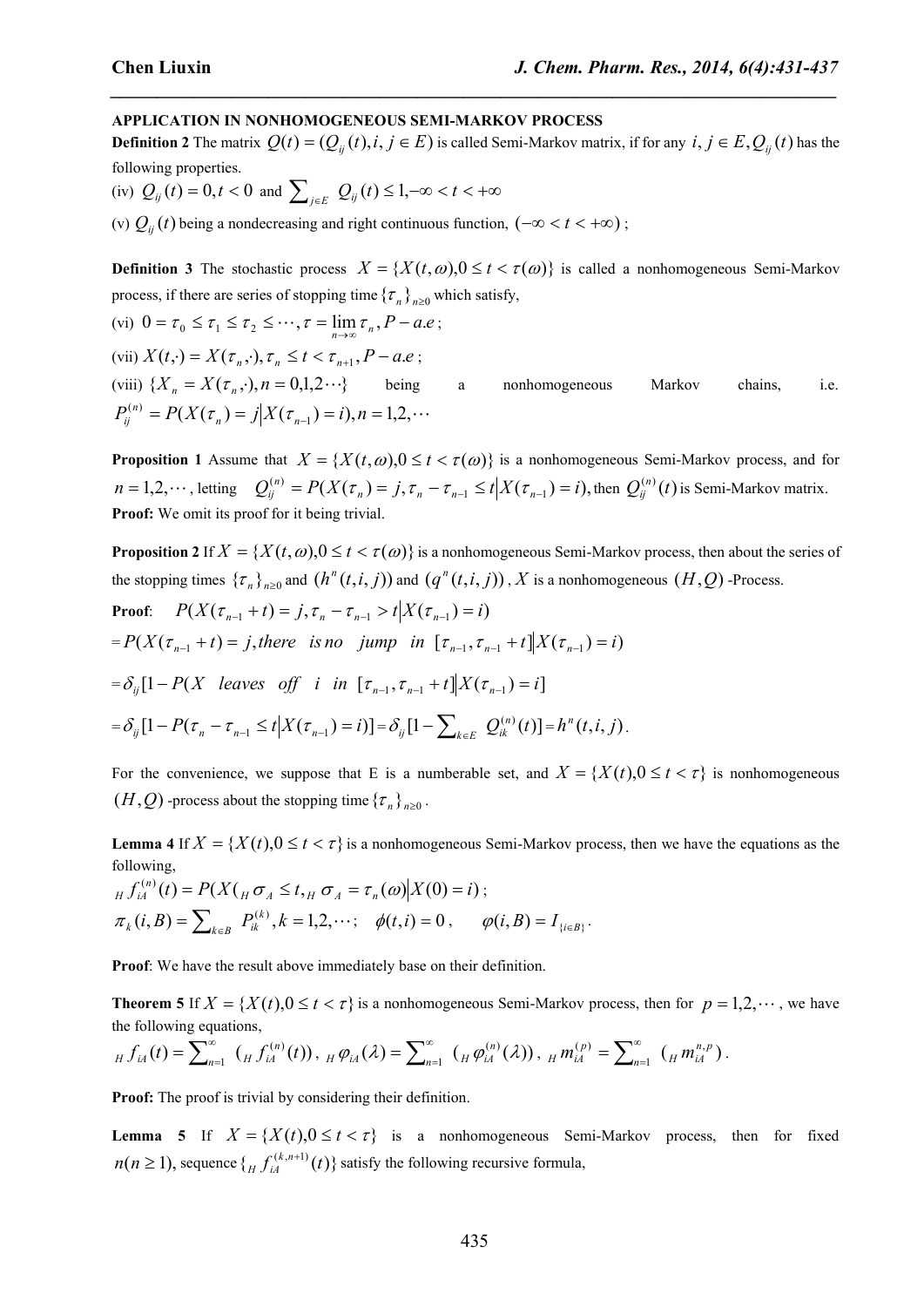## APPLICATION IN NONHOMOGENEOUS SEMI-MARKOV PROCESS

**Definition 2** The matrix $Q(t) = (Q_{ij}(t), i, j \in E)$ is called Semi-Markov matrix, if for any $i, j \in E, Q_{ij}(t)$ has the following properties.

(iv) $Q_{ij}(t) = 0, t < 0$ and $\sum_{j \in E} Q_{ij}(t) \le 1, -\infty < t < +\infty$

(v) $Q_{ij}(t)$ being a nondecreasing and right continuous function, $(-\infty < t < +\infty)$ ;

**Definition 3** The stochastic process $X = \{X(t,\omega), 0 \le t < \tau(\omega)\}$ is called a nonhomogeneous Semi-Markov process, if there are series of stopping time $\{\tau_n\}_{n \ge 0}$ which satisfy,

(vi) $0 = \tau_0 \le \tau_1 \le \tau_2 \le \cdots, \tau = \lim_{n \to \infty} \tau_n, P - a.e$ ;

(vii) $X(t,\cdot) = X(\tau_n,\cdot), \tau_n \le t < \tau_{n+1}, P - a.e$ ;

(viii) $\{X_n = X(\tau_n,\cdot), n = 0,1,2\cdots\}$ being a nonhomogeneous Markov chains, i.e. $P_{ij}^{(n)} = P(X(\tau_n) = j \mid X(\tau_{n-1}) = i), n = 1,2,\cdots$

**Proposition 1** Assume that $X = \{X(t,\omega), 0 \le t < \tau(\omega)\}$ is a nonhomogeneous Semi-Markov process, and for $n = 1,2,\cdots$, letting $Q_{ij}^{(n)} = P(X(\tau_n) = j, \tau_n - \tau_{n-1} \le t \mid X(\tau_{n-1}) = i)$, then $Q_{ij}^{(n)}(t)$ is Semi-Markov matrix.

**Proof:** We omit its proof for it being trivial.

**Proposition 2** If $X = \{X(t,\omega), 0 \le t < \tau(\omega)\}$ is a nonhomogeneous Semi-Markov process, then about the series of the stopping times $\{\tau_n\}_{n \ge 0}$ and $(h^n(t,i,j))$ and $(q^n(t,i,j))$, $X$ is a nonhomogeneous $(H,Q)$ -Process.

**Proof**: $P(X(\tau_{n-1} + t) = j, \tau_n - \tau_{n-1} > t \mid X(\tau_{n-1}) = i)$

$= P(X(\tau_{n-1} + t) = j, there \quad is no \quad jump \quad in \quad [\tau_{n-1}, \tau_{n-1} + t] \mid X(\tau_{n-1}) = i)$

$= \delta_{ij}[1 - P(X \quad leaves \quad off \quad i \quad in \quad [\tau_{n-1}, \tau_{n-1} + t] \mid X(\tau_{n-1}) = i]$

$= \delta_{ij}[1 - P(\tau_n - \tau_{n-1} \le t \mid X(\tau_{n-1}) = i)] = \delta_{ij}[1 - \sum_{k \in E} Q_{ik}^{(n)}(t)] = h^n(t,i,j)$.

For the convenience, we suppose that E is a numberable set, and $X = \{X(t), 0 \le t < \tau\}$ is nonhomogeneous $(H,Q)$ -process about the stopping time $\{\tau_n\}_{n \ge 0}$.

**Lemma 4** If $X = \{X(t), 0 \le t < \tau\}$ is a nonhomogeneous Semi-Markov process, then we have the equations as the following,

${}_H f_{iA}^{(n)}(t) = P(X({}_H\sigma_A \le t, {}_H\sigma_A = \tau_n(\omega) \mid X(0) = i)$ ;

$\pi_k(i,B) = \sum_{k \in B} P_{ik}^{(k)}, k = 1,2,\cdots; \quad \phi(t,i) = 0, \quad \varphi(i,B) = I_{\{i \in B\}}$.

**Proof**: We have the result above immediately base on their definition.

**Theorem 5** If $X = \{X(t), 0 \le t < \tau\}$ is a nonhomogeneous Semi-Markov process, then for $p = 1,2,\cdots$, we have the following equations,

${}_H f_{iA}(t) = \sum_{n=1}^{\infty} ({}_H f_{iA}^{(n)}(t))$, ${}_H \varphi_{iA}(\lambda) = \sum_{n=1}^{\infty} ({}_H \varphi_{iA}^{(n)}(\lambda))$, ${}_H m_{iA}^{(p)} = \sum_{n=1}^{\infty} ({}_H m_{iA}^{n,p})$.

**Proof:** The proof is trivial by considering their definition.

**Lemma 5** If $X = \{X(t), 0 \le t < \tau\}$ is a nonhomogeneous Semi-Markov process, then for fixed $n (n \ge 1)$, sequence $\{{}_H f_{iA}^{(k,n+1)}(t)\}$ satisfy the following recursive formula,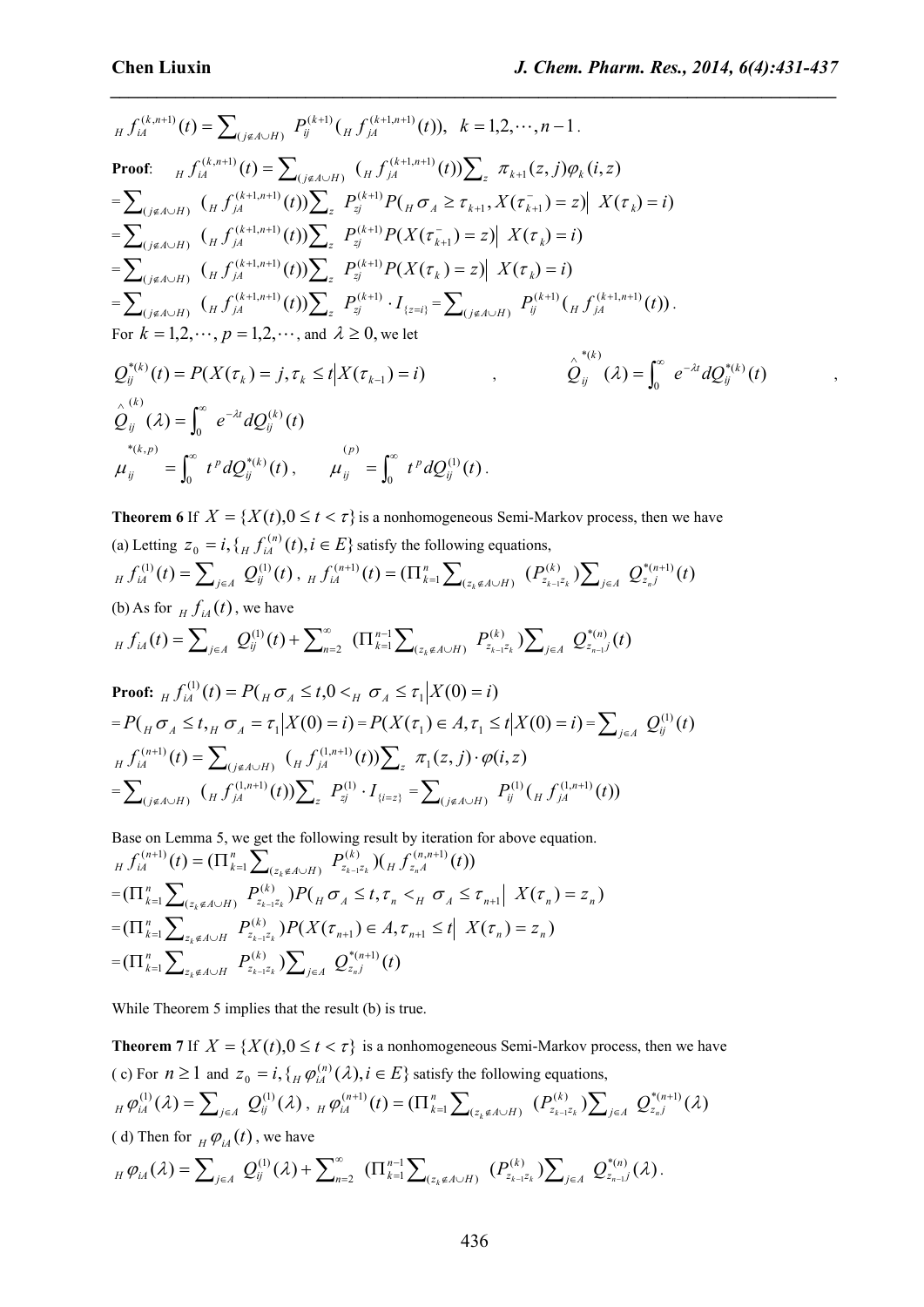$${}_H f_{iA}^{(k,n+1)}(t) = \sum_{(j \notin A \cup H)} P_{ij}^{(k+1)}({}_H f_{jA}^{(k+1,n+1)}(t)), \quad k = 1,2,\cdots,n-1.$$

**Proof**: ${}_H f_{iA}^{(k,n+1)}(t) = \sum_{(j \notin A \cup H)} ({}_H f_{jA}^{(k+1,n+1)}(t)) \sum_z \pi_{k+1}(z,j)\varphi_k(i,z)$

$= \sum_{(j \notin A \cup H)} ({}_H f_{jA}^{(k+1,n+1)}(t)) \sum_z P_{zj}^{(k+1)} P({}_H\sigma_A \geq \tau_{k+1}, X(\tau_{k+1}^-) = z \mid X(\tau_k) = i)$

$= \sum_{(j \notin A \cup H)} ({}_H f_{jA}^{(k+1,n+1)}(t)) \sum_z P_{zj}^{(k+1)} P(X(\tau_{k+1}^-) = z \mid X(\tau_k) = i)$

$= \sum_{(j \notin A \cup H)} ({}_H f_{jA}^{(k+1,n+1)}(t)) \sum_z P_{zj}^{(k+1)} P(X(\tau_k) = z \mid X(\tau_k) = i)$

$= \sum_{(j \notin A \cup H)} ({}_H f_{jA}^{(k+1,n+1)}(t)) \sum_z P_{zj}^{(k+1)} \cdot I_{\{z=i\}} = \sum_{(j \notin A \cup H)} P_{ij}^{(k+1)}({}_H f_{jA}^{(k+1,n+1)}(t))$.

For $k = 1,2,\cdots, p = 1,2,\cdots$, and $\lambda \geq 0$, we let

$$Q_{ij}^{*(k)}(t) = P(X(\tau_k) = j, \tau_k \leq t \mid X(\tau_{k-1}) = i), \qquad \hat{Q}_{ij}^{*(k)}(\lambda) = \int_0^\infty e^{-\lambda t} dQ_{ij}^{*(k)}(t),$$

$$\hat{Q}_{ij}^{(k)}(\lambda) = \int_0^\infty e^{-\lambda t} dQ_{ij}^{(k)}(t)$$

$$\mu_{ij}^{*(k,p)} = \int_0^\infty t^p dQ_{ij}^{*(k)}(t), \qquad \mu_{ij}^{(p)} = \int_0^\infty t^p dQ_{ij}^{(1)}(t).$$

**Theorem 6** If $X = \{X(t), 0 \leq t < \tau\}$ is a nonhomogeneous Semi-Markov process, then we have

(a) Letting $z_0 = i, \{{}_H f_{iA}^{(n)}(t), i \in E\}$ satisfy the following equations,

$${}_H f_{iA}^{(1)}(t) = \sum_{j \in A} Q_{ij}^{(1)}(t), \quad {}_H f_{iA}^{(n+1)}(t) = (\Pi_{k=1}^{n} \sum_{(z_k \notin A \cup H)} (P_{z_{k-1}z_k}^{(k)}) \sum_{j \in A} Q_{z_n j}^{*(n+1)}(t)$$

(b) As for ${}_H f_{iA}(t)$, we have

$${}_H f_{iA}(t) = \sum_{j \in A} Q_{ij}^{(1)}(t) + \sum_{n=2}^{\infty} (\Pi_{k=1}^{n-1} \sum_{(z_k \notin A \cup H)} P_{z_{k-1}z_k}^{(k)}) \sum_{j \in A} Q_{z_{n-1}j}^{*(n)}(t)$$

**Proof:** ${}_H f_{iA}^{(1)}(t) = P({}_H\sigma_A \leq t, 0 <_H \sigma_A \leq \tau_1 \mid X(0) = i)$

$= P({}_H\sigma_A \leq t, {}_H\sigma_A = \tau_1 \mid X(0) = i) = P(X(\tau_1) \in A, \tau_1 \leq t \mid X(0) = i) = \sum_{j \in A} Q_{ij}^{(1)}(t)$

${}_H f_{iA}^{(n+1)}(t) = \sum_{(j \notin A \cup H)} ({}_H f_{jA}^{(1,n+1)}(t)) \sum_z \pi_1(z,j) \cdot \varphi(i,z)$

$= \sum_{(j \notin A \cup H)} ({}_H f_{jA}^{(1,n+1)}(t)) \sum_z P_{zj}^{(1)} \cdot I_{\{i=z\}} = \sum_{(j \notin A \cup H)} P_{ij}^{(1)}({}_H f_{jA}^{(1,n+1)}(t))$

Base on Lemma 5, we get the following result by iteration for above equation.

${}_H f_{iA}^{(n+1)}(t) = (\Pi_{k=1}^{n} \sum_{(z_k \notin A \cup H)} P_{z_{k-1}z_k}^{(k)})({}_H f_{z_n A}^{(n,n+1)}(t))$

$= (\Pi_{k=1}^{n} \sum_{(z_k \notin A \cup H)} P_{z_{k-1}z_k}^{(k)}) P({}_H\sigma_A \leq t, \tau_n <_H \sigma_A \leq \tau_{n+1} \mid X(\tau_n) = z_n)$

$= (\Pi_{k=1}^{n} \sum_{z_k \notin A \cup H} P_{z_{k-1}z_k}^{(k)}) P(X(\tau_{n+1}) \in A, \tau_{n+1} \leq t \mid X(\tau_n) = z_n)$

$= (\Pi_{k=1}^{n} \sum_{z_k \notin A \cup H} P_{z_{k-1}z_k}^{(k)}) \sum_{j \in A} Q_{z_n j}^{*(n+1)}(t)$

While Theorem 5 implies that the result (b) is true.

**Theorem 7** If $X = \{X(t), 0 \leq t < \tau\}$ is a nonhomogeneous Semi-Markov process, then we have

( c) For $n \geq 1$ and $z_0 = i, \{{}_H \varphi_{iA}^{(n)}(\lambda), i \in E\}$ satisfy the following equations,

$${}_H \varphi_{iA}^{(1)}(\lambda) = \sum_{j \in A} Q_{ij}^{(1)}(\lambda), \quad {}_H \varphi_{iA}^{(n+1)}(t) = (\Pi_{k=1}^{n} \sum_{(z_k \notin A \cup H)} (P_{z_{k-1}z_k}^{(k)}) \sum_{j \in A} Q_{z_n j}^{*(n+1)}(\lambda)$$

( d) Then for ${}_H \varphi_{iA}(t)$, we have

$${}_H \varphi_{iA}(\lambda) = \sum_{j \in A} Q_{ij}^{(1)}(\lambda) + \sum_{n=2}^{\infty} (\Pi_{k=1}^{n-1} \sum_{(z_k \notin A \cup H)} (P_{z_{k-1}z_k}^{(k)}) \sum_{j \in A} Q_{z_{n-1}j}^{*(n)}(\lambda).$$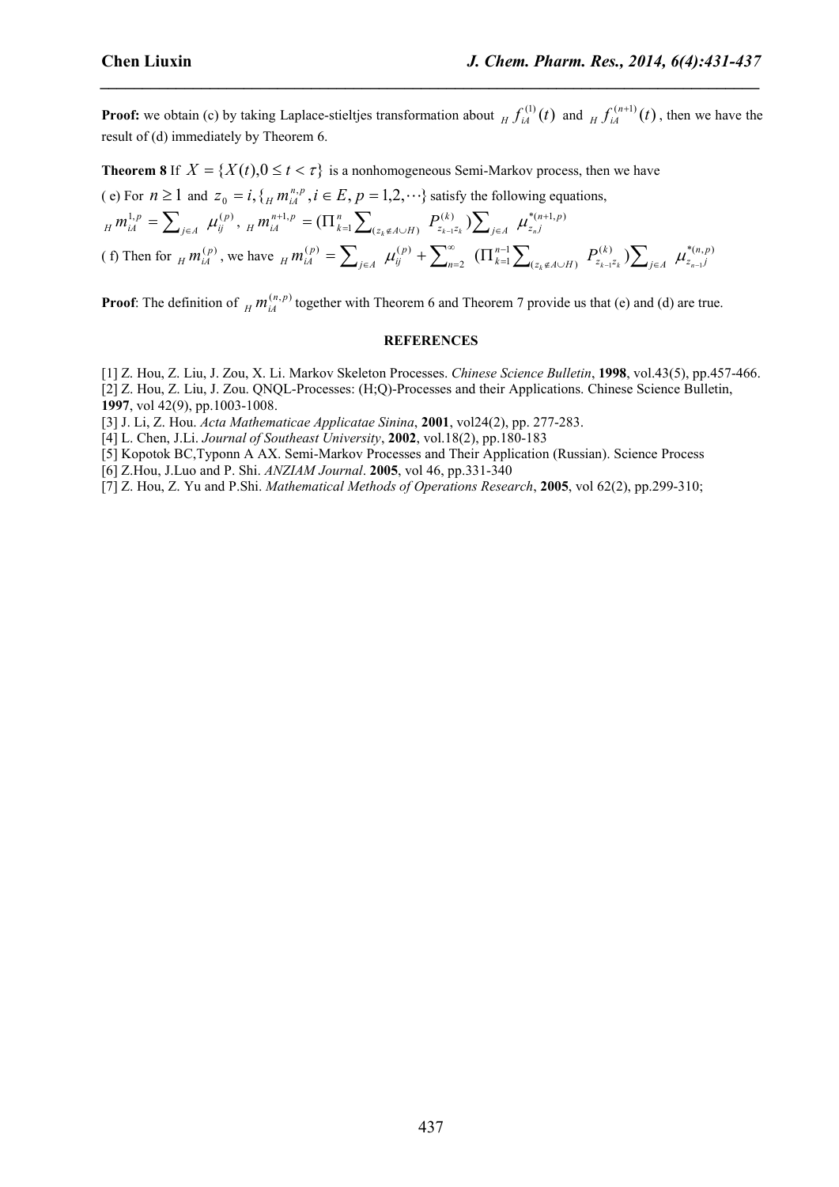**Proof:** we obtain (c) by taking Laplace-stieltjes transformation about ${}_H f_{iA}^{(1)}(t)$ and ${}_H f_{iA}^{(n+1)}(t)$, then we have the result of (d) immediately by Theorem 6.

**Theorem 8** If $X = \{X(t), 0 \le t < \tau\}$ is a nonhomogeneous Semi-Markov process, then we have

( e) For $n \ge 1$ and $z_0 = i, \{{}_H m_{iA}^{n,p}, i \in E, p = 1,2,\cdots\}$ satisfy the following equations,

${}_H m_{iA}^{1,p} = \sum_{j \in A} \mu_{ij}^{(p)}$, ${}_H m_{iA}^{n+1,p} = (\prod_{k=1}^{n} \sum_{(z_k \notin A \cup H)} P_{z_{k-1}z_k}^{(k)}) \sum_{j \in A} \mu_{z_n j}^{*(n+1,p)}$

( f) Then for ${}_H m_{iA}^{(p)}$, we have ${}_H m_{iA}^{(p)} = \sum_{j \in A} \mu_{ij}^{(p)} + \sum_{n=2}^{\infty} (\prod_{k=1}^{n-1} \sum_{(z_k \notin A \cup H)} P_{z_{k-1}z_k}^{(k)}) \sum_{j \in A} \mu_{z_{n-1}j}^{*(n,p)}$

**Proof**: The definition of ${}_H m_{iA}^{(n,p)}$ together with Theorem 6 and Theorem 7 provide us that (e) and (d) are true.

## REFERENCES

[1] Z. Hou, Z. Liu, J. Zou, X. Li. Markov Skeleton Processes. *Chinese Science Bulletin*, **1998**, vol.43(5), pp.457-466.
[2] Z. Hou, Z. Liu, J. Zou. QNQL-Processes: (H;Q)-Processes and their Applications. Chinese Science Bulletin, **1997**, vol 42(9), pp.1003-1008.
[3] J. Li, Z. Hou. *Acta Mathematicae Applicatae Sinina*, **2001**, vol24(2), pp. 277-283.
[4] L. Chen, J.Li. *Journal of Southeast University*, **2002**, vol.18(2), pp.180-183
[5] Kopotok BC,Typonn A AX. Semi-Markov Processes and Their Application (Russian). Science Process
[6] Z.Hou, J.Luo and P. Shi. *ANZIAM Journal*. **2005**, vol 46, pp.331-340
[7] Z. Hou, Z. Yu and P.Shi. *Mathematical Methods of Operations Research*, **2005**, vol 62(2), pp.299-310;